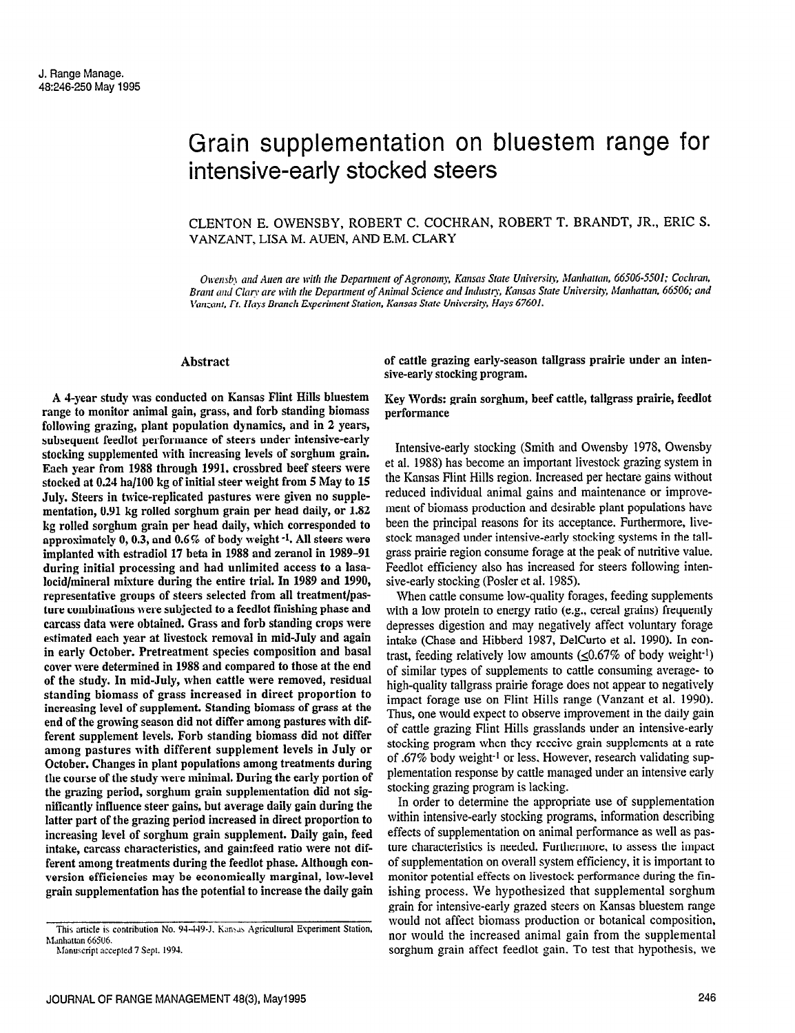# Grain supplementation on bluestem range for intensive-early stocked steers

CLENTON E. OWENSBY, ROBERT C. COCHRAN, ROBERT T. BRANDT, JR., ERIC S. VANZANT, LISA M. AUEN, AND E.M. CLARY

*Owensby and Auen are with the Department of Agronomy, Kansas State University, Manhattan, 66506-5501; Cochran, Brant and Clary are with the Department of Animal Science and Industry, Kansas State University, Manhattan, 66506; and Vanzant, Ft. Hays Branch Experiment Station, Kansas State University, Hays 67601.*

## Abstract

**A 4-year study was conducted on Kansas Flint Hills bluestem range to monitor animal gain, grass, and forb standing biomass following grazing, plant population dynamics, and in 2 years, subsequent feedlot performance of steers under intensive-early stocking supplemented with increasing levels of sorghum grain. Each year from 1988 through 1991, crossbred beef steers were stocked at 0.24 ha/100 kg of initial steer weight from 5 May to 15 July. Steers in twice-replicated pastures were given no supplementation, 0.91 kg rolled sorghum grain per head daily, or 1.82 kg rolled sorghum grain per head daily, which corresponded to approximately 0, 0.3, and 0.6% of body weight $^{-1}$. All steers were implanted with estradiol 17 beta in 1988 and zeranol in 1989–91 during initial processing and had unlimited access to a lasalocid/mineral mixture during the entire trial. In 1989 and 1990, representative groups of steers selected from all treatment/pasture combinations were subjected to a feedlot finishing phase and carcass data were obtained. Grass and forb standing crops were estimated each year at livestock removal in mid-July and again in early October. Pretreatment species composition and basal cover were determined in 1988 and compared to those at the end of the study. In mid-July, when cattle were removed, residual standing biomass of grass increased in direct proportion to increasing level of supplement. Standing biomass of grass at the end of the growing season did not differ among pastures with different supplement levels. Forb standing biomass did not differ among pastures with different supplement levels in July or October. Changes in plant populations among treatments during the course of the study were minimal. During the early portion of the grazing period, sorghum grain supplementation did not significantly influence steer gains, but average daily gain during the latter part of the grazing period increased in direct proportion to increasing level of sorghum grain supplement. Daily gain, feed intake, carcass characteristics, and gain:feed ratio were not different among treatments during the feedlot phase. Although conversion efficiencies may be economically marginal, low-level grain supplementation has the potential to increase the daily gain of cattle grazing early-season tallgrass prairie under an intensive-early stocking program.**

**Key Words: grain sorghum, beef cattle, tallgrass prairie, feedlot performance**

Intensive-early stocking (Smith and Owensby 1978, Owensby et al. 1988) has become an important livestock grazing system in the Kansas Flint Hills region. Increased per hectare gains without reduced individual animal gains and maintenance or improvement of biomass production and desirable plant populations have been the principal reasons for its acceptance. Furthermore, livestock managed under intensive-early stocking systems in the tallgrass prairie region consume forage at the peak of nutritive value. Feedlot efficiency also has increased for steers following intensive-early stocking (Posler et al. 1985).

When cattle consume low-quality forages, feeding supplements with a low protein to energy ratio (e.g., cereal grains) frequently depresses digestion and may negatively affect voluntary forage intake (Chase and Hibberd 1987, DelCurto et al. 1990). In contrast, feeding relatively low amounts ($\leq$0.67% of body weight $^{-1}$) of similar types of supplements to cattle consuming average- to high-quality tallgrass prairie forage does not appear to negatively impact forage use on Flint Hills range (Vanzant et al. 1990). Thus, one would expect to observe improvement in the daily gain of cattle grazing Flint Hills grasslands under an intensive-early stocking program when they receive grain supplements at a rate of .67% body weight $^{-1}$ or less. However, research validating supplementation response by cattle managed under an intensive early stocking grazing program is lacking.

In order to determine the appropriate use of supplementation within intensive-early stocking programs, information describing effects of supplementation on animal performance as well as pasture characteristics is needed. Furthermore, to assess the impact of supplementation on overall system efficiency, it is important to monitor potential effects on livestock performance during the finishing process. We hypothesized that supplemental sorghum grain for intensive-early grazed steers on Kansas bluestem range would not affect biomass production or botanical composition, nor would the increased animal gain from the supplemental sorghum grain affect feedlot gain. To test that hypothesis, we

---

This article is contribution No. 94-449-J, Kansas Agricultural Experiment Station, Manhattan 66506.

Manuscript accepted 7 Sept. 1994.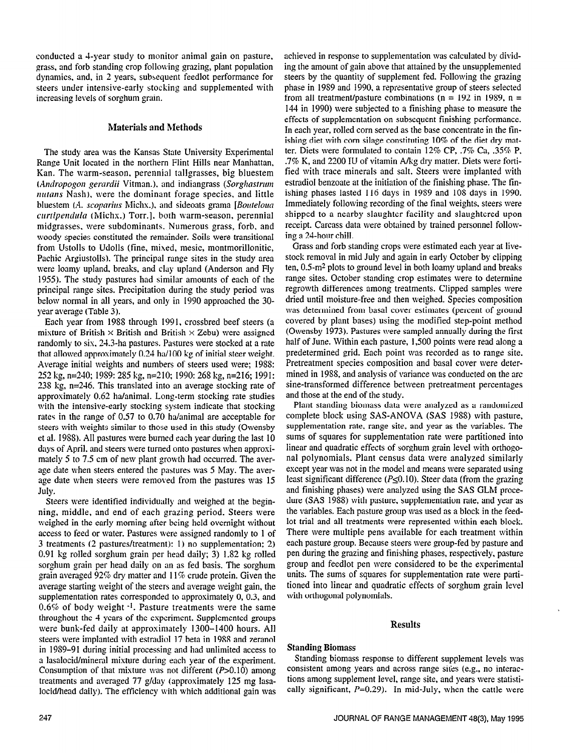conducted a 4-year study to monitor animal gain on pasture, grass, and forb standing crop following grazing, plant population dynamics, and, in 2 years, subsequent feedlot performance for steers under intensive-early stocking and supplemented with increasing levels of sorghum grain.

## Materials and Methods

The study area was the Kansas State University Experimental Range Unit located in the northern Flint Hills near Manhattan, Kan. The warm-season, perennial tallgrasses, big bluestem (*Andropogon gerardii* Vitman.), and indiangrass (*Sorghastrum nutans* Nash), were the dominant forage species, and little bluestem (*A. scoparius* Michx.), and sideoats grama [*Bouteloua curtipendula* (Michx.) Torr.], both warm-season, perennial midgrasses, were subdominants. Numerous grass, forb, and woody species constituted the remainder. Soils were transitional from Ustolls to Udolls (fine, mixed, mesic, montmorillonitic, Pachic Argiustolls). The principal range sites in the study area were loamy upland, breaks, and clay upland (Anderson and Fly 1955). The study pastures had similar amounts of each of the principal range sites. Precipitation during the study period was below normal in all years, and only in 1990 approached the 30-year average (Table 3).

Each year from 1988 through 1991, crossbred beef steers (a mixture of British × British and British × Zebu) were assigned randomly to six, 24.3-ha pastures. Pastures were stocked at a rate that allowed approximately 0.24 ha/100 kg of initial steer weight. Average initial weights and numbers of steers used were; 1988: 252 kg, n=240; 1989: 285 kg, n=210; 1990: 268 kg, n=216; 1991: 238 kg, n=246. This translated into an average stocking rate of approximately 0.62 ha/animal. Long-term stocking rate studies with the intensive-early stocking system indicate that stocking rates in the range of 0.57 to 0.70 ha/animal are acceptable for steers with weights similar to those used in this study (Owensby et al. 1988). All pastures were burned each year during the last 10 days of April, and steers were turned onto pastures when approximately 5 to 7.5 cm of new plant growth had occurred. The average date when steers entered the pastures was 5 May. The average date when steers were removed from the pastures was 15 July.

Steers were identified individually and weighed at the beginning, middle, and end of each grazing period. Steers were weighed in the early morning after being held overnight without access to feed or water. Pastures were assigned randomly to 1 of 3 treatments (2 pastures/treatment): 1) no supplementation; 2) 0.91 kg rolled sorghum grain per head daily; 3) 1.82 kg rolled sorghum grain per head daily on an as fed basis. The sorghum grain averaged 92% dry matter and 11% crude protein. Given the average starting weight of the steers and average weight gain, the supplementation rates corresponded to approximately 0, 0.3, and 0.6% of body weight $^{-1}$. Pasture treatments were the same throughout the 4 years of the experiment. Supplemented groups were bunk-fed daily at approximately 1300–1400 hours. All steers were implanted with estradiol 17 beta in 1988 and zeranol in 1989–91 during initial processing and had unlimited access to a lasalocid/mineral mixture during each year of the experiment. Consumption of that mixture was not different ($P$>0.10) among treatments and averaged 77 g/day (approximately 125 mg lasalocid/head daily). The efficiency with which additional gain was achieved in response to supplementation was calculated by dividing the amount of gain above that attained by the unsupplemented steers by the quantity of supplement fed. Following the grazing phase in 1989 and 1990, a representative group of steers selected from all treatment/pasture combinations (n = 192 in 1989, n = 144 in 1990) were subjected to a finishing phase to measure the effects of supplementation on subsequent finishing performance. In each year, rolled corn served as the base concentrate in the finishing diet with corn silage constituting 10% of the diet dry matter. Diets were formulated to contain 12% CP, .7% Ca, .35% P, .7% K, and 2200 IU of vitamin A/kg dry matter. Diets were fortified with trace minerals and salt. Steers were implanted with estradiol benzoate at the initiation of the finishing phase. The finishing phases lasted 116 days in 1989 and 108 days in 1990. Immediately following recording of the final weights, steers were shipped to a nearby slaughter facility and slaughtered upon receipt. Carcass data were obtained by trained personnel following a 24-hour chill.

Grass and forb standing crops were estimated each year at livestock removal in mid July and again in early October by clipping ten, 0.5-m$^2$ plots to ground level in both loamy upland and breaks range sites. October standing crop estimates were to determine regrowth differences among treatments. Clipped samples were dried until moisture-free and then weighed. Species composition was determined from basal cover estimates (percent of ground covered by plant bases) using the modified step-point method (Owensby 1973). Pastures were sampled annually during the first half of June. Within each pasture, 1,500 points were read along a predetermined grid. Each point was recorded as to range site. Pretreatment species composition and basal cover were determined in 1988, and analysis of variance was conducted on the arc sine-transformed difference between pretreatment percentages and those at the end of the study.

Plant standing biomass data were analyzed as a randomized complete block using SAS-ANOVA (SAS 1988) with pasture, supplementation rate, range site, and year as the variables. The sums of squares for supplementation rate were partitioned into linear and quadratic effects of sorghum grain level with orthogonal polynomials. Plant census data were analyzed similarly except year was not in the model and means were separated using least significant difference ($P$≤0.10). Steer data (from the grazing and finishing phases) were analyzed using the SAS GLM procedure (SAS 1988) with pasture, supplementation rate, and year as the variables. Each pasture group was used as a block in the feedlot trial and all treatments were represented within each block. There were multiple pens available for each treatment within each pasture group. Because steers were group-fed by pasture and pen during the grazing and finishing phases, respectively, pasture group and feedlot pen were considered to be the experimental units. The sums of squares for supplementation rate were partitioned into linear and quadratic effects of sorghum grain level with orthogonal polynomials.

## Results

### Standing Biomass

Standing biomass response to different supplement levels was consistent among years and across range sites (e.g., no interactions among supplement level, range site, and years were statistically significant, $P$=0.29). In mid-July, when the cattle were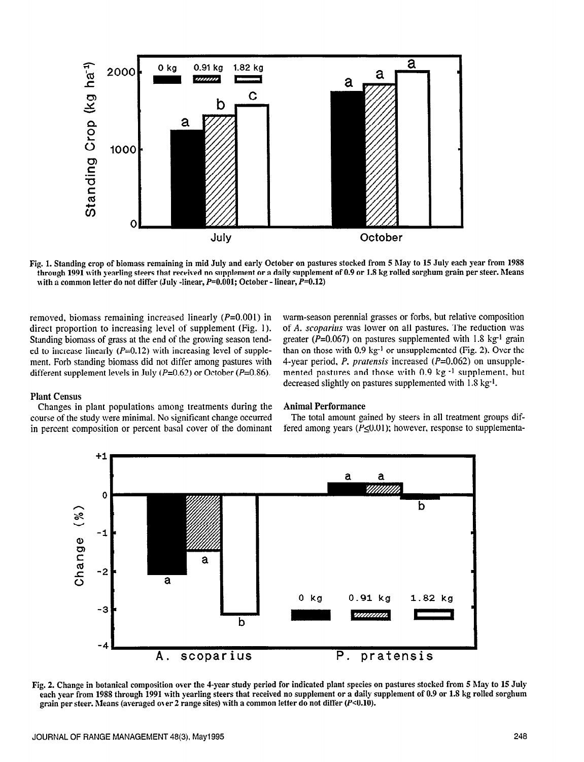Fig. 1. Standing crop of biomass remaining in mid July and early October on pastures stocked from 5 May to 15 July each year from 1988 through 1991 with yearling steers that received no supplement or a daily supplement of 0.9 or 1.8 kg rolled sorghum grain per steer. Means with a common letter do not differ (July -linear, $P$=0.001; October - linear, $P$=0.12)

removed, biomass remaining increased linearly ($P$=0.001) in direct proportion to increasing level of supplement (Fig. 1). Standing biomass of grass at the end of the growing season tended to increase linearly ($P$=0.12) with increasing level of supplement. Forb standing biomass did not differ among pastures with different supplement levels in July ($P$=0.62) or October ($P$=0.86).

### Plant Census

Changes in plant populations among treatments during the course of the study were minimal. No significant change occurred in percent composition or percent basal cover of the dominant warm-season perennial grasses or forbs, but relative composition of *A. scoparius* was lower on all pastures. The reduction was greater ($P$=0.067) on pastures supplemented with 1.8 kg$^{-1}$ grain than on those with 0.9 kg$^{-1}$ or unsupplemented (Fig. 2). Over the 4-year period, *P. pratensis* increased ($P$=0.062) on unsupplemented pastures and those with 0.9 kg$^{-1}$ supplement, but decreased slightly on pastures supplemented with 1.8 kg$^{-1}$.

### Animal Performance

The total amount gained by steers in all treatment groups differed among years ($P\leq$0.01); however, response to supplementa-

Fig. 2. Change in botanical composition over the 4-year study period for indicated plant species on pastures stocked from 5 May to 15 July each year from 1988 through 1991 with yearling steers that received no supplement or a daily supplement of 0.9 or 1.8 kg rolled sorghum grain per steer. Means (averaged over 2 range sites) with a common letter do not differ ($P$<0.10).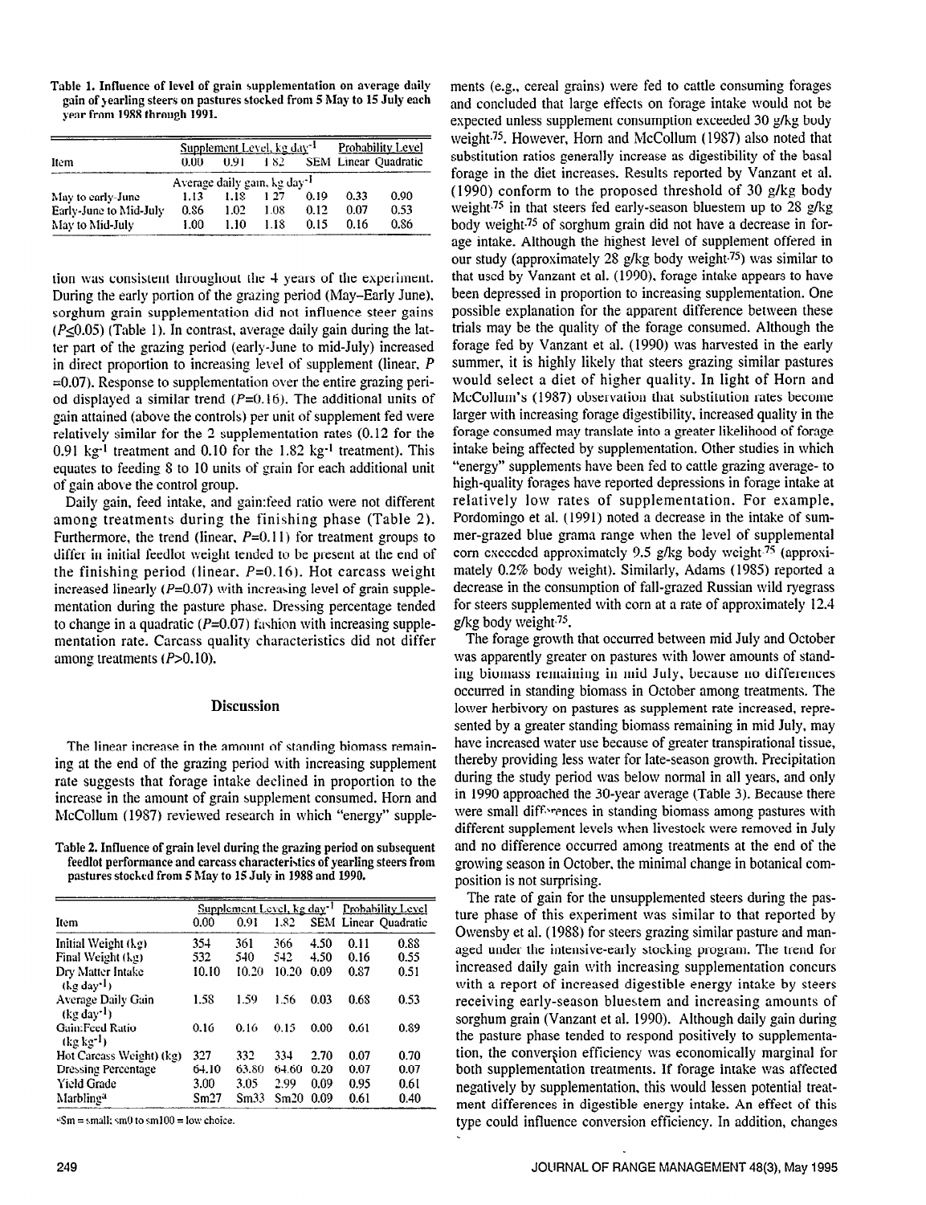Table 1. Influence of level of grain supplementation on average daily gain of yearling steers on pastures stocked from 5 May to 15 July each year from 1988 through 1991.

| Item | Supplement Level, kg day$^{-1}$ | | | | Probability Level | |
|---|---|---|---|---|---|---|
| | 0.00 | 0.91 | 1.82 | SEM | Linear | Quadratic |
| | Average daily gain, kg day$^{-1}$ | | | | | |
| May to early-June | 1.13 | 1.18 | 1.27 | 0.19 | 0.33 | 0.90 |
| Early-June to Mid-July | 0.86 | 1.02 | 1.08 | 0.12 | 0.07 | 0.53 |
| May to Mid-July | 1.00 | 1.10 | 1.18 | 0.15 | 0.16 | 0.86 |

tion was consistent throughout the 4 years of the experiment. During the early portion of the grazing period (May–Early June), sorghum grain supplementation did not influence steer gains ($P \leq 0.05$) (Table 1). In contrast, average daily gain during the latter part of the grazing period (early-June to mid-July) increased in direct proportion to increasing level of supplement (linear, $P = 0.07$). Response to supplementation over the entire grazing period displayed a similar trend ($P = 0.16$). The additional units of gain attained (above the controls) per unit of supplement fed were relatively similar for the 2 supplementation rates (0.12 for the 0.91 kg$^{-1}$ treatment and 0.10 for the 1.82 kg$^{-1}$ treatment). This equates to feeding 8 to 10 units of grain for each additional unit of gain above the control group.

Daily gain, feed intake, and gain:feed ratio were not different among treatments during the finishing phase (Table 2). Furthermore, the trend (linear, $P = 0.11$) for treatment groups to differ in initial feedlot weight tended to be present at the end of the finishing period (linear, $P = 0.16$). Hot carcass weight increased linearly ($P = 0.07$) with increasing level of grain supplementation during the pasture phase. Dressing percentage tended to change in a quadratic ($P = 0.07$) fashion with increasing supplementation rate. Carcass quality characteristics did not differ among treatments ($P > 0.10$).

## Discussion

The linear increase in the amount of standing biomass remaining at the end of the grazing period with increasing supplement rate suggests that forage intake declined in proportion to the increase in the amount of grain supplement consumed. Horn and McCollum (1987) reviewed research in which "energy" supplements (e.g., cereal grains) were fed to cattle consuming forages and concluded that large effects on forage intake would not be expected unless supplement consumption exceeded 30 g/kg body weight$^{.75}$. However, Horn and McCollum (1987) also noted that substitution ratios generally increase as digestibility of the basal forage in the diet increases. Results reported by Vanzant et al. (1990) conform to the proposed threshold of 30 g/kg body weight$^{.75}$ in that steers fed early-season bluestem up to 28 g/kg body weight$^{.75}$ of sorghum grain did not have a decrease in forage intake. Although the highest level of supplement offered in our study (approximately 28 g/kg body weight$^{.75}$) was similar to that used by Vanzant et al. (1990), forage intake appears to have been depressed in proportion to increasing supplementation. One possible explanation for the apparent difference between these trials may be the quality of the forage consumed. Although the forage fed by Vanzant et al. (1990) was harvested in the early summer, it is highly likely that steers grazing similar pastures would select a diet of higher quality. In light of Horn and McCollum's (1987) observation that substitution rates become larger with increasing forage digestibility, increased quality in the forage consumed may translate into a greater likelihood of forage intake being affected by supplementation. Other studies in which "energy" supplements have been fed to cattle grazing average- to high-quality forages have reported depressions in forage intake at relatively low rates of supplementation. For example, Pordomingo et al. (1991) noted a decrease in the intake of summer-grazed blue grama range when the level of supplemental corn exceeded approximately 9.5 g/kg body weight$^{.75}$ (approximately 0.2% body weight). Similarly, Adams (1985) reported a decrease in the consumption of fall-grazed Russian wild ryegrass for steers supplemented with corn at a rate of approximately 12.4 g/kg body weight$^{.75}$.

The forage growth that occurred between mid July and October was apparently greater on pastures with lower amounts of standing biomass remaining in mid July, because no differences occurred in standing biomass in October among treatments. The lower herbivory on pastures as supplement rate increased, represented by a greater standing biomass remaining in mid July, may have increased water use because of greater transpirational tissue, thereby providing less water for late-season growth. Precipitation during the study period was below normal in all years, and only in 1990 approached the 30-year average (Table 3). Because there were small differences in standing biomass among pastures with different supplement levels when livestock were removed in July and no difference occurred among treatments at the end of the growing season in October, the minimal change in botanical composition is not surprising.

The rate of gain for the unsupplemented steers during the pasture phase of this experiment was similar to that reported by Owensby et al. (1988) for steers grazing similar pasture and managed under the intensive-early stocking program. The trend for increased daily gain with increasing supplementation concurs with a report of increased digestible energy intake by steers receiving early-season bluestem and increasing amounts of sorghum grain (Vanzant et al. 1990). Although daily gain during the pasture phase tended to respond positively to supplementation, the conversion efficiency was economically marginal for both supplementation treatments. If forage intake was affected negatively by supplementation, this would lessen potential treatment differences in digestible energy intake. An effect of this type could influence conversion efficiency. In addition, changes

Table 2. Influence of grain level during the grazing period on subsequent feedlot performance and carcass characteristics of yearling steers from pastures stocked from 5 May to 15 July in 1988 and 1990.

| Item | Supplement Level, kg day$^{-1}$ | | | | Probability Level | |
|---|---|---|---|---|---|---|
| | 0.00 | 0.91 | 1.82 | SEM | Linear | Quadratic |
| Initial Weight (kg) | 354 | 361 | 366 | 4.50 | 0.11 | 0.88 |
| Final Weight (kg) | 532 | 540 | 542 | 4.50 | 0.16 | 0.55 |
| Dry Matter Intake (kg day$^{-1}$) | 10.10 | 10.20 | 10.20 | 0.09 | 0.87 | 0.51 |
| Average Daily Gain (kg day$^{-1}$) | 1.58 | 1.59 | 1.56 | 0.03 | 0.68 | 0.53 |
| Gain:Feed Ratio (kg kg$^{-1}$) | 0.16 | 0.16 | 0.15 | 0.00 | 0.61 | 0.89 |
| Hot Carcass Weight) (kg) | 327 | 332 | 334 | 2.70 | 0.07 | 0.70 |
| Dressing Percentage | 64.10 | 63.80 | 64.60 | 0.20 | 0.07 | 0.07 |
| Yield Grade | 3.00 | 3.05 | 2.99 | 0.09 | 0.95 | 0.61 |
| Marbling[a] | Sm27 | Sm33 | Sm20 | 0.09 | 0.61 | 0.40 |

[a]Sm = small; sm0 to sm100 = low choice.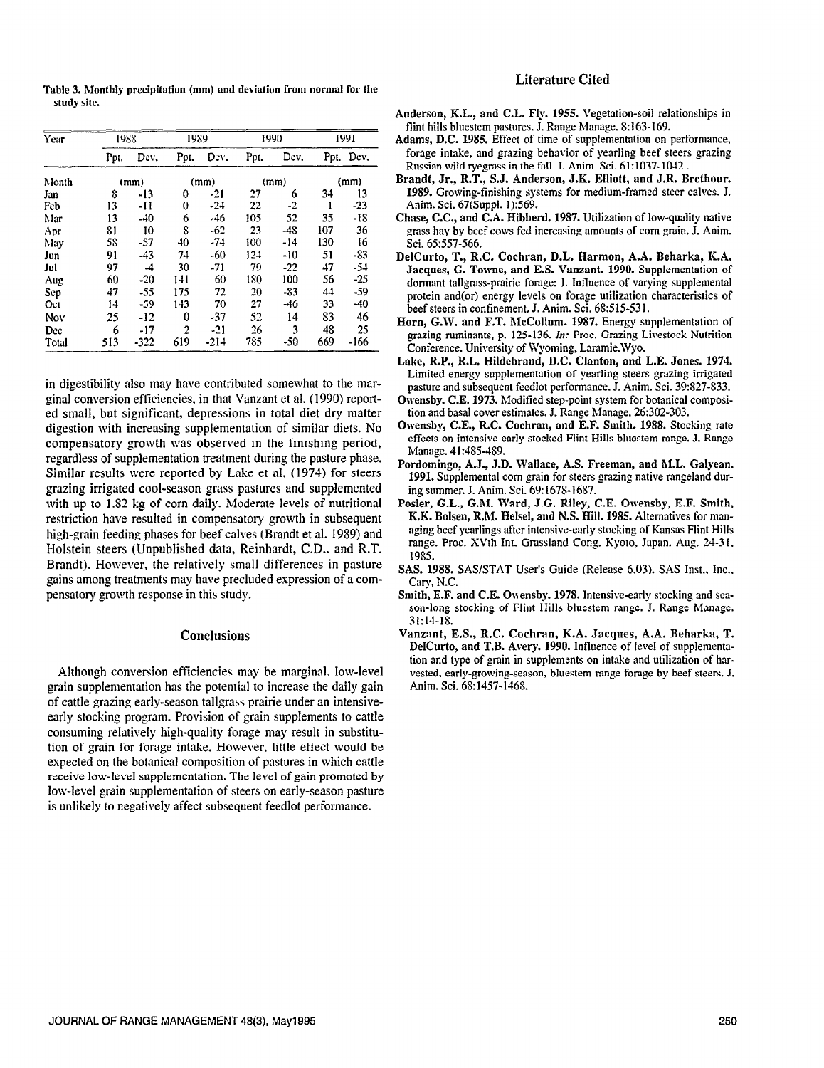Table 3. Monthly precipitation (mm) and deviation from normal for the study site.

| Year | 1988 | | 1989 | | 1990 | | 1991 | |
|---|---|---|---|---|---|---|---|---|
| | Ppt. | Dev. | Ppt. | Dev. | Ppt. | Dev. | Ppt. | Dev. |
| Month | (mm) | | (mm) | | (mm) | | (mm) | |
| Jan | 8 | -13 | 0 | -21 | 27 | 6 | 34 | 13 |
| Feb | 13 | -11 | 0 | -24 | 22 | -2 | 1 | -23 |
| Mar | 13 | -40 | 6 | -46 | 105 | 52 | 35 | -18 |
| Apr | 81 | 10 | 8 | -62 | 23 | -48 | 107 | 36 |
| May | 58 | -57 | 40 | -74 | 100 | -14 | 130 | 16 |
| Jun | 91 | -43 | 74 | -60 | 124 | -10 | 51 | -83 |
| Jul | 97 | -4 | 30 | -71 | 79 | -22 | 47 | -54 |
| Aug | 60 | -20 | 141 | 60 | 180 | 100 | 56 | -25 |
| Sep | 47 | -55 | 175 | 72 | 20 | -83 | 44 | -59 |
| Oct | 14 | -59 | 143 | 70 | 27 | -46 | 33 | -40 |
| Nov | 25 | -12 | 0 | -37 | 52 | 14 | 83 | 46 |
| Dec | 6 | -17 | 2 | -21 | 26 | 3 | 48 | 25 |
| Total | 513 | -322 | 619 | -214 | 785 | -50 | 669 | -166 |

in digestibility also may have contributed somewhat to the marginal conversion efficiencies, in that Vanzant et al. (1990) reported small, but significant, depressions in total diet dry matter digestion with increasing supplementation of similar diets. No compensatory growth was observed in the finishing period, regardless of supplementation treatment during the pasture phase. Similar results were reported by Lake et al. (1974) for steers grazing irrigated cool-season grass pastures and supplemented with up to 1.82 kg of corn daily. Moderate levels of nutritional restriction have resulted in compensatory growth in subsequent high-grain feeding phases for beef calves (Brandt et al. 1989) and Holstein steers (Unpublished data, Reinhardt, C.D.. and R.T. Brandt). However, the relatively small differences in pasture gains among treatments may have precluded expression of a compensatory growth response in this study.

## Conclusions

Although conversion efficiencies may be marginal, low-level grain supplementation has the potential to increase the daily gain of cattle grazing early-season tallgrass prairie under an intensive-early stocking program. Provision of grain supplements to cattle consuming relatively high-quality forage may result in substitution of grain for forage intake. However, little effect would be expected on the botanical composition of pastures in which cattle receive low-level supplementation. The level of gain promoted by low-level grain supplementation of steers on early-season pasture is unlikely to negatively affect subsequent feedlot performance.

## Literature Cited

**Anderson, K.L., and C.L. Fly. 1955.** Vegetation-soil relationships in flint hills bluestem pastures. J. Range Manage. 8:163-169.

**Adams, D.C. 1985.** Effect of time of supplementation on performance, forage intake, and grazing behavior of yearling beef steers grazing Russian wild ryegrass in the fall. J. Anim. Sci. 61:1037-1042.

**Brandt, Jr., R.T., S.J. Anderson, J.K. Elliott, and J.R. Brethour. 1989.** Growing-finishing systems for medium-framed steer calves. J. Anim. Sci. 67(Suppl. 1):569.

**Chase, C.C., and C.A. Hibberd. 1987.** Utilization of low-quality native grass hay by beef cows fed increasing amounts of corn grain. J. Anim. Sci. 65:557-566.

**DelCurto, T., R.C. Cochran, D.L. Harmon, A.A. Beharka, K.A. Jacques, G. Towne, and E.S. Vanzant. 1990.** Supplementation of dormant tallgrass-prairie forage: I. Influence of varying supplemental protein and(or) energy levels on forage utilization characteristics of beef steers in confinement. J. Anim. Sci. 68:515-531.

**Horn, G.W. and F.T. McCollum. 1987.** Energy supplementation of grazing ruminants, p. 125-136. *In:* Proc. Grazing Livestock Nutrition Conference. University of Wyoming, Laramie,Wyo.

**Lake, R.P., R.L. Hildebrand, D.C. Clanton, and L.E. Jones. 1974.** Limited energy supplementation of yearling steers grazing irrigated pasture and subsequent feedlot performance. J. Anim. Sci. 39:827-833.

**Owensby, C.E. 1973.** Modified step-point system for botanical composition and basal cover estimates. J. Range Manage. 26:302-303.

**Owensby, C.E., R.C. Cochran, and E.F. Smith. 1988.** Stocking rate effects on intensive-early stocked Flint Hills bluestem range. J. Range Manage. 41:485-489.

**Pordomingo, A.J., J.D. Wallace, A.S. Freeman, and M.L. Galyean. 1991.** Supplemental corn grain for steers grazing native rangeland during summer. J. Anim. Sci. 69:1678-1687.

**Posler, G.L., G.M. Ward, J.G. Riley, C.E. Owensby, E.F. Smith, K.K. Bolsen, R.M. Helsel, and N.S. Hill. 1985.** Alternatives for managing beef yearlings after intensive-early stocking of Kansas Flint Hills range. Proc. XVth Int. Grassland Cong. Kyoto, Japan. Aug. 24-31, 1985.

**SAS. 1988.** SAS/STAT User's Guide (Release 6.03). SAS Inst., Inc., Cary, N.C.

**Smith, E.F. and C.E. Owensby. 1978.** Intensive-early stocking and season-long stocking of Flint Hills bluestem range. J. Range Manage. 31:14-18.

**Vanzant, E.S., R.C. Cochran, K.A. Jacques, A.A. Beharka, T. DelCurto, and T.B. Avery. 1990.** Influence of level of supplementation and type of grain in supplements on intake and utilization of harvested, early-growing-season, bluestem range forage by beef steers. J. Anim. Sci. 68:1457-1468.